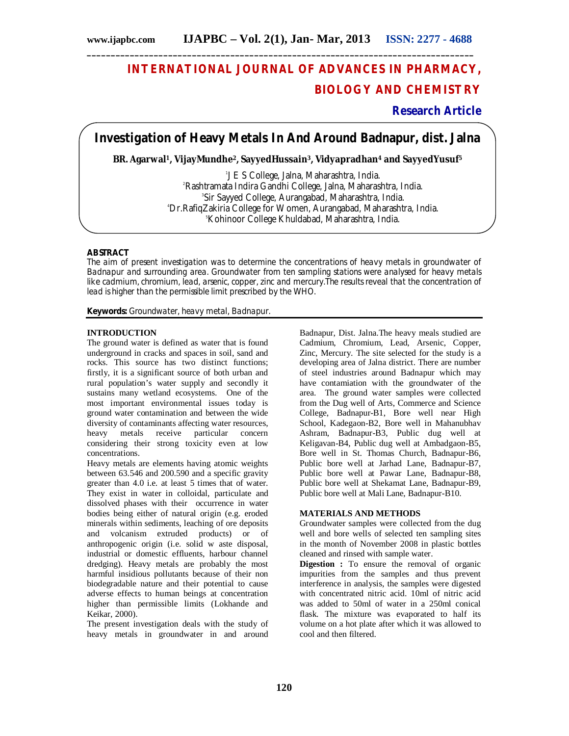# INTERNATIONAL JOURNAL OF ADVANCES IN PHARMACY, BIOLOGY AND CHEMISTRY

**Research Article**

## Investigation of Heavy Metals In And Around Badnapur, dist. Jalna

**BR. Agarwal[1], VijayMundhe[2], SayyedHussain[3], Vidyapradhan[4] and SayyedYusuf[5]**

[1]J E S College, Jalna, Maharashtra, India.
[2]Rashtramata Indira Gandhi College, Jalna, Maharashtra, India.
[3]Sir Sayyed College, Aurangabad, Maharashtra, India.
[4]Dr.RafiqZakiria College for Women, Aurangabad, Maharashtra, India.
[5]Kohinoor College Khuldabad, Maharashtra, India.

### ABSTRACT

*The aim of present investigation was to determine the concentrations of heavy metals in groundwater of Badnapur and surrounding area. Groundwater from ten sampling stations were analysed for heavy metals like cadmium, chromium, lead, arsenic, copper, zinc and mercury.The results reveal that the concentration of lead is higher than the permissible limit prescribed by the WHO.*

**Keywords:** *Groundwater, heavy metal, Badnapur.*

### INTRODUCTION

The ground water is defined as water that is found underground in cracks and spaces in soil, sand and rocks. This source has two distinct functions; firstly, it is a significant source of both urban and rural population's water supply and secondly it sustains many wetland ecosystems. One of the most important environmental issues today is ground water contamination and between the wide diversity of contaminants affecting water resources, heavy metals receive particular concern considering their strong toxicity even at low concentrations.

Heavy metals are elements having atomic weights between 63.546 and 200.590 and a specific gravity greater than 4.0 i.e. at least 5 times that of water. They exist in water in colloidal, particulate and dissolved phases with their occurrence in water bodies being either of natural origin (e.g. eroded minerals within sediments, leaching of ore deposits and volcanism extruded products) or of anthropogenic origin (i.e. solid w aste disposal, industrial or domestic effluents, harbour channel dredging). Heavy metals are probably the most harmful insidious pollutants because of their non biodegradable nature and their potential to cause adverse effects to human beings at concentration higher than permissible limits (Lokhande and Keikar, 2000).

The present investigation deals with the study of heavy metals in groundwater in and around Badnapur, Dist. Jalna.The heavy meals studied are Cadmium, Chromium, Lead, Arsenic, Copper, Zinc, Mercury. The site selected for the study is a developing area of Jalna district. There are number of steel industries around Badnapur which may have contamiation with the groundwater of the area. The ground water samples were collected from the Dug well of Arts, Commerce and Science College, Badnapur-B1, Bore well near High School, Kadegaon-B2, Bore well in Mahanubhav Ashram, Badnapur-B3, Public dug well at Keligavan-B4, Public dug well at Ambadgaon-B5, Bore well in St. Thomas Church, Badnapur-B6, Public bore well at Jarhad Lane, Badnapur-B7, Public bore well at Pawar Lane, Badnapur-B8, Public bore well at Shekamat Lane, Badnapur-B9, Public bore well at Mali Lane, Badnapur-B10.

### MATERIALS AND METHODS

Groundwater samples were collected from the dug well and bore wells of selected ten sampling sites in the month of November 2008 in plastic bottles cleaned and rinsed with sample water.

**Digestion :** To ensure the removal of organic impurities from the samples and thus prevent interference in analysis, the samples were digested with concentrated nitric acid. 10ml of nitric acid was added to 50ml of water in a 250ml conical flask. The mixture was evaporated to half its volume on a hot plate after which it was allowed to cool and then filtered.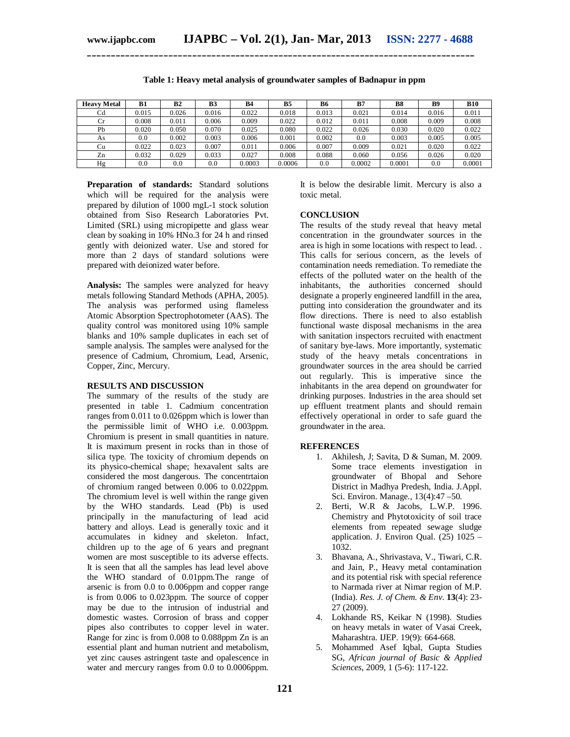**Table 1: Heavy metal analysis of groundwater samples of Badnapur in ppm**

| Heavy Metal | B1 | B2 | B3 | B4 | B5 | B6 | B7 | B8 | B9 | B10 |
|---|---|---|---|---|---|---|---|---|---|---|
| Cd | 0.015 | 0.026 | 0.016 | 0.022 | 0.018 | 0.013 | 0.021 | 0.014 | 0.016 | 0.011 |
| Cr | 0.008 | 0.011 | 0.006 | 0.009 | 0.022 | 0.012 | 0.011 | 0.008 | 0.009 | 0.008 |
| Pb | 0.020 | 0.050 | 0.070 | 0.025 | 0.080 | 0.022 | 0.026 | 0.030 | 0.020 | 0.022 |
| As | 0.0 | 0.002 | 0.003 | 0.006 | 0.001 | 0.002 | 0.0 | 0.003 | 0.005 | 0.005 |
| Cu | 0.022 | 0.023 | 0.007 | 0.011 | 0.006 | 0.007 | 0.009 | 0.021 | 0.020 | 0.022 |
| Zn | 0.032 | 0.029 | 0.033 | 0.027 | 0.008 | 0.088 | 0.060 | 0.056 | 0.026 | 0.020 |
| Hg | 0.0 | 0.0 | 0.0 | 0.0003 | 0.0006 | 0.0 | 0.0002 | 0.0001 | 0.0 | 0.0001 |

**Preparation of standards:** Standard solutions which will be required for the analysis were prepared by dilution of 1000 mgL-1 stock solution obtained from Siso Research Laboratories Pvt. Limited (SRL) using micropipette and glass wear clean by soaking in 10% HNo.3 for 24 h and rinsed gently with deionized water. Use and stored for more than 2 days of standard solutions were prepared with deionized water before.

**Analysis:** The samples were analyzed for heavy metals following Standard Methods (APHA, 2005). The analysis was performed using flameless Atomic Absorption Spectrophotometer (AAS). The quality control was monitored using 10% sample blanks and 10% sample duplicates in each set of sample analysis. The samples were analysed for the presence of Cadmium, Chromium, Lead, Arsenic, Copper, Zinc, Mercury.

## RESULTS AND DISCUSSION

The summary of the results of the study are presented in table 1. Cadmium concentration ranges from 0.011 to 0.026ppm which is lower than the permissible limit of WHO i.e. 0.003ppm. Chromium is present in small quantities in nature. It is maximum present in rocks than in those of silica type. The toxicity of chromium depends on its physico-chemical shape; hexavalent salts are considered the most dangerous. The concentrtaion of chromium ranged between 0.006 to 0.022ppm. The chromium level is well within the range given by the WHO standards. Lead (Pb) is used principally in the manufacturing of lead acid battery and alloys. Lead is generally toxic and it accumulates in kidney and skeleton. Infact, children up to the age of 6 years and pregnant women are most susceptible to its adverse effects. It is seen that all the samples has lead level above the WHO standard of 0.01ppm.The range of arsenic is from 0.0 to 0.006ppm and copper range is from 0.006 to 0.023ppm. The source of copper may be due to the intrusion of industrial and domestic wastes. Corrosion of brass and copper pipes also contributes to copper level in water. Range for zinc is from 0.008 to 0.088ppm Zn is an essential plant and human nutrient and metabolism, yet zinc causes astringent taste and opalescence in water and mercury ranges from 0.0 to 0.0006ppm. It is below the desirable limit. Mercury is also a toxic metal.

## CONCLUSION

The results of the study reveal that heavy metal concentration in the groundwater sources in the area is high in some locations with respect to lead. . This calls for serious concern, as the levels of contamination needs remediation. To remediate the effects of the polluted water on the health of the inhabitants, the authorities concerned should designate a properly engineered landfill in the area, putting into consideration the groundwater and its flow directions. There is need to also establish functional waste disposal mechanisms in the area with sanitation inspectors recruited with enactment of sanitary bye-laws. More importantly, systematic study of the heavy metals concentrations in groundwater sources in the area should be carried out regularly. This is imperative since the inhabitants in the area depend on groundwater for drinking purposes. Industries in the area should set up effluent treatment plants and should remain effectively operational in order to safe guard the groundwater in the area.

## REFERENCES

1. Akhilesh, J; Savita, D & Suman, M. 2009. Some trace elements investigation in groundwater of Bhopal and Sehore District in Madhya Predesh, India. J.Appl. Sci. Environ. Manage., 13(4):47 –50.
2. Berti, W.R & Jacobs, L.W.P. 1996. Chemistry and Phytotoxicity of soil trace elements from repeated sewage sludge application. J. Environ Qual. (25) 1025 – 1032.
3. Bhavana, A., Shrivastava, V., Tiwari, C.R. and Jain, P., Heavy metal contamination and its potential risk with special reference to Narmada river at Nimar region of M.P. (India). *Res. J. of Chem. & Env*. **13**(4): 23-27 (2009).
4. Lokhande RS, Keikar N (1998). Studies on heavy metals in water of Vasai Creek, Maharashtra. IJEP. 19(9): 664-668.
5. Mohammed Asef Iqbal, Gupta Studies SG, *African journal of Basic & Applied Sciences*, 2009, 1 (5-6): 117-122.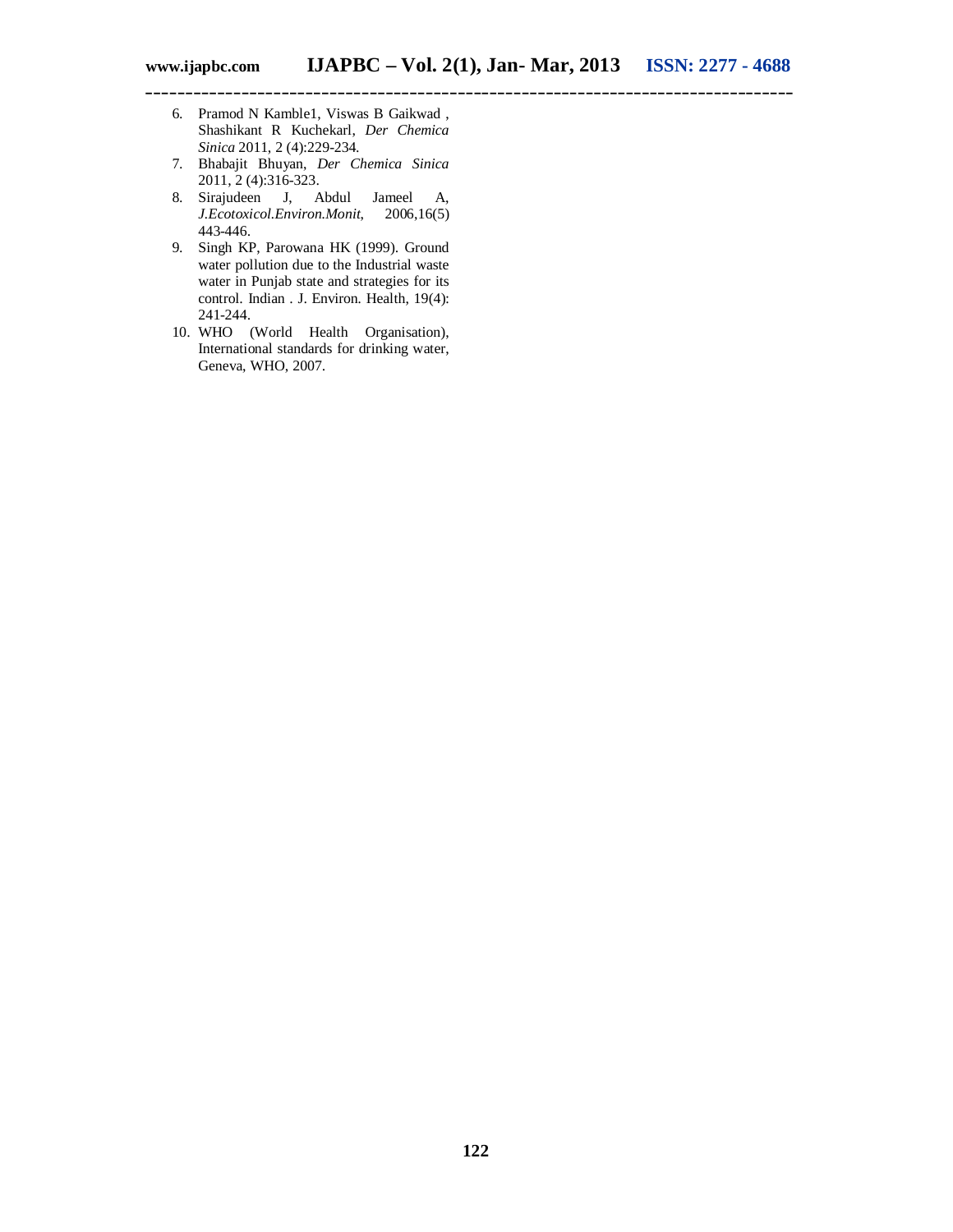6. Pramod N Kamble1, Viswas B Gaikwad , Shashikant R Kuchekarl, *Der Chemica Sinica* 2011, 2 (4):229-234.
7. Bhabajit Bhuyan, *Der Chemica Sinica* 2011, 2 (4):316-323.
8. Sirajudeen J, Abdul Jameel A, *J.Ecotoxicol.Environ.Monit*, 2006,16(5) 443-446.
9. Singh KP, Parowana HK (1999). Ground water pollution due to the Industrial waste water in Punjab state and strategies for its control. Indian . J. Environ. Health, 19(4): 241-244.
10. WHO (World Health Organisation), International standards for drinking water, Geneva, WHO, 2007.